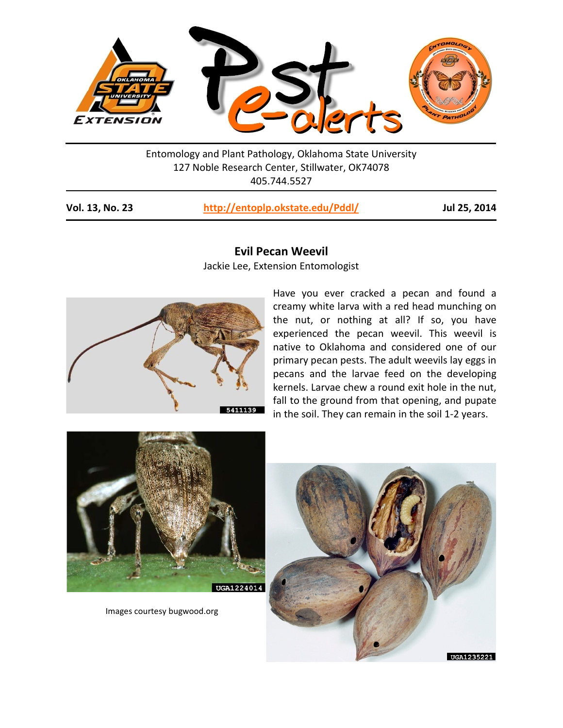Entomology and Plant Pathology, Oklahoma State University
127 Noble Research Center, Stillwater, OK74078
405.744.5527

**Vol. 13, No. 23** | **http://entoplp.okstate.edu/Pddl/** | **Jul 25, 2014**

## Evil Pecan Weevil

Jackie Lee, Extension Entomologist

Have you ever cracked a pecan and found a creamy white larva with a red head munching on the nut, or nothing at all? If so, you have experienced the pecan weevil. This weevil is native to Oklahoma and considered one of our primary pecan pests. The adult weevils lay eggs in pecans and the larvae feed on the developing kernels. Larvae chew a round exit hole in the nut, fall to the ground from that opening, and pupate in the soil. They can remain in the soil 1-2 years.

Images courtesy bugwood.org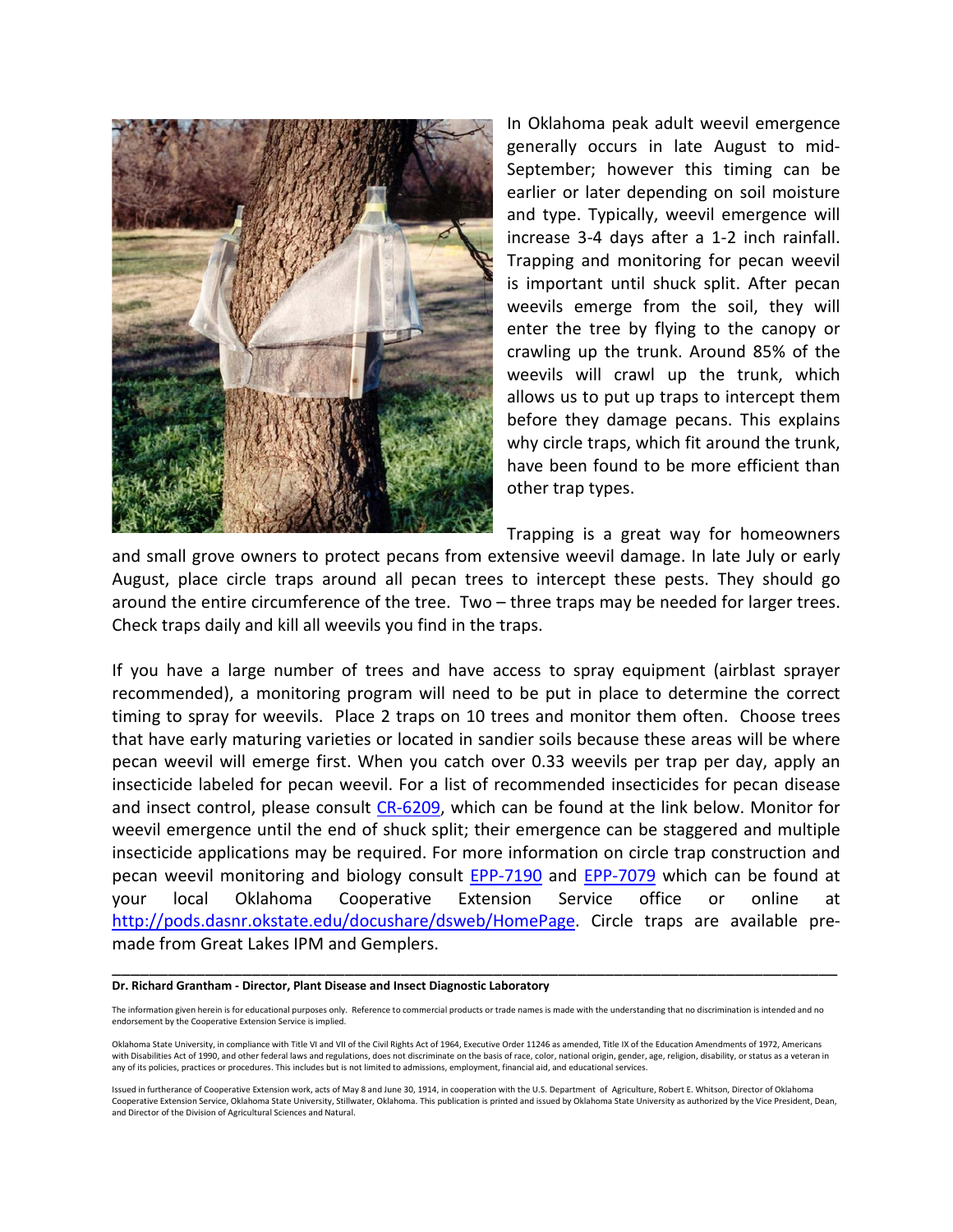In Oklahoma peak adult weevil emergence generally occurs in late August to mid-September; however this timing can be earlier or later depending on soil moisture and type. Typically, weevil emergence will increase 3-4 days after a 1-2 inch rainfall. Trapping and monitoring for pecan weevil is important until shuck split. After pecan weevils emerge from the soil, they will enter the tree by flying to the canopy or crawling up the trunk. Around 85% of the weevils will crawl up the trunk, which allows us to put up traps to intercept them before they damage pecans. This explains why circle traps, which fit around the trunk, have been found to be more efficient than other trap types.

Trapping is a great way for homeowners and small grove owners to protect pecans from extensive weevil damage. In late July or early August, place circle traps around all pecan trees to intercept these pests. They should go around the entire circumference of the tree. Two – three traps may be needed for larger trees. Check traps daily and kill all weevils you find in the traps.

If you have a large number of trees and have access to spray equipment (airblast sprayer recommended), a monitoring program will need to be put in place to determine the correct timing to spray for weevils. Place 2 traps on 10 trees and monitor them often. Choose trees that have early maturing varieties or located in sandier soils because these areas will be where pecan weevil will emerge first. When you catch over 0.33 weevils per trap per day, apply an insecticide labeled for pecan weevil. For a list of recommended insecticides for pecan disease and insect control, please consult CR-6209, which can be found at the link below. Monitor for weevil emergence until the end of shuck split; their emergence can be staggered and multiple insecticide applications may be required. For more information on circle trap construction and pecan weevil monitoring and biology consult EPP-7190 and EPP-7079 which can be found at your local Oklahoma Cooperative Extension Service office or online at http://pods.dasnr.okstate.edu/docushare/dsweb/HomePage. Circle traps are available pre-made from Great Lakes IPM and Gemplers.

---

**Dr. Richard Grantham - Director, Plant Disease and Insect Diagnostic Laboratory**

The information given herein is for educational purposes only. Reference to commercial products or trade names is made with the understanding that no discrimination is intended and no endorsement by the Cooperative Extension Service is implied.

Oklahoma State University, in compliance with Title VI and VII of the Civil Rights Act of 1964, Executive Order 11246 as amended, Title IX of the Education Amendments of 1972, Americans with Disabilities Act of 1990, and other federal laws and regulations, does not discriminate on the basis of race, color, national origin, gender, age, religion, disability, or status as a veteran in any of its policies, practices or procedures. This includes but is not limited to admissions, employment, financial aid, and educational services.

Issued in furtherance of Cooperative Extension work, acts of May 8 and June 30, 1914, in cooperation with the U.S. Department of Agriculture, Robert E. Whitson, Director of Oklahoma Cooperative Extension Service, Oklahoma State University, Stillwater, Oklahoma. This publication is printed and issued by Oklahoma State University as authorized by the Vice President, Dean, and Director of the Division of Agricultural Sciences and Natural.